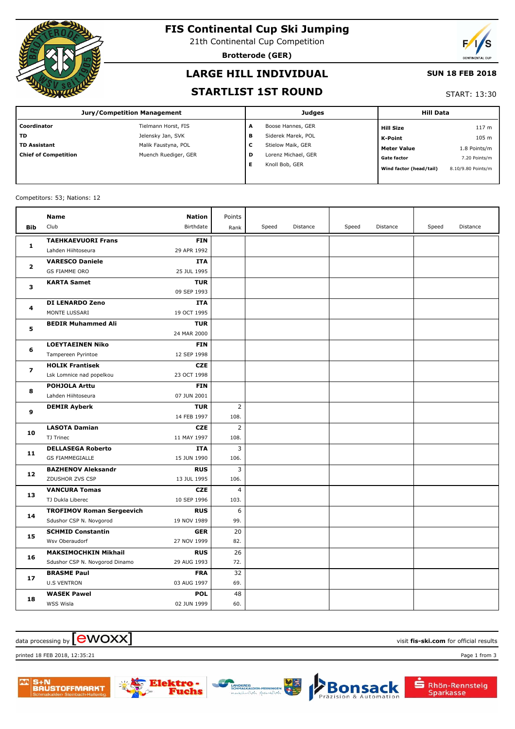# FIS Continental Cup Ski Jumping

21th Continental Cup Competition

**Brotterode (GER)**

## LARGE HILL INDIVIDUAL

## STARTLIST 1ST ROUND

**SUN 18 FEB 2018**

START: 13:30

| Jury/Competition Management | | Judges | | Hill Data | |
|---|---|---|---|---|---|
| **Coordinator** | Tielmann Horst, FIS | **A** | Boose Hannes, GER | **Hill Size** | 117 m |
| **TD** | Jelensky Jan, SVK | **B** | Siderek Marek, POL | **K-Point** | 105 m |
| **TD Assistant** | Malik Faustyna, POL | **C** | Stielow Maik, GER | **Meter Value** | 1.8 Points/m |
| **Chief of Competition** | Muench Ruediger, GER | **D** | Lorenz Michael, GER | **Gate factor** | 7.20 Points/m |
| | | **E** | Knoll Bob, GER | **Wind factor (head/tail)** | 8.10/9.80 Points/m |

Competitors: 53; Nations: 12

| Bib | Name / Club | Nation / Birthdate | Points / Rank | Speed | Distance | Speed | Distance | Speed | Distance |
|---|---|---|---|---|---|---|---|---|---|
| 1 | **TAEHKAEVUORI Frans**<br>Lahden Hiihtoseura | **FIN**<br>29 APR 1992 | | | | | | | |
| 2 | **VARESCO Daniele**<br>GS FIAMME ORO | **ITA**<br>25 JUL 1995 | | | | | | | |
| 3 | **KARTA Samet** | **TUR**<br>09 SEP 1993 | | | | | | | |
| 4 | **DI LENARDO Zeno**<br>MONTE LUSSARI | **ITA**<br>19 OCT 1995 | | | | | | | |
| 5 | **BEDIR Muhammed Ali** | **TUR**<br>24 MAR 2000 | | | | | | | |
| 6 | **LOEYTAEINEN Niko**<br>Tampereen Pyrintoe | **FIN**<br>12 SEP 1998 | | | | | | | |
| 7 | **HOLIK Frantisek**<br>Lsk Lomnice nad popelkou | **CZE**<br>23 OCT 1998 | | | | | | | |
| 8 | **POHJOLA Arttu**<br>Lahden Hiihtoseura | **FIN**<br>07 JUN 2001 | | | | | | | |
| 9 | **DEMIR Ayberk** | **TUR**<br>14 FEB 1997 | 2<br>108. | | | | | | |
| 10 | **LASOTA Damian**<br>TJ Trinec | **CZE**<br>11 MAY 1997 | 2<br>108. | | | | | | |
| 11 | **DELLASEGA Roberto**<br>GS FIAMMEGIALLE | **ITA**<br>15 JUN 1990 | 3<br>106. | | | | | | |
| 12 | **BAZHENOV Aleksandr**<br>ZDUSHOR ZVS CSP | **RUS**<br>13 JUL 1995 | 3<br>106. | | | | | | |
| 13 | **VANCURA Tomas**<br>TJ Dukla Liberec | **CZE**<br>10 SEP 1996 | 4<br>103. | | | | | | |
| 14 | **TROFIMOV Roman Sergeevich**<br>Sdushor CSP N. Novgorod | **RUS**<br>19 NOV 1989 | 6<br>99. | | | | | | |
| 15 | **SCHMID Constantin**<br>Wsv Oberaudorf | **GER**<br>27 NOV 1999 | 20<br>82. | | | | | | |
| 16 | **MAKSIMOCHKIN Mikhail**<br>Sdushor CSP N. Novgorod Dinamo | **RUS**<br>29 AUG 1993 | 26<br>72. | | | | | | |
| 17 | **BRASME Paul**<br>U.S VENTRON | **FRA**<br>03 AUG 1997 | 32<br>69. | | | | | | |
| 18 | **WASEK Pawel**<br>WSS Wisla | **POL**<br>02 JUN 1999 | 48<br>60. | | | | | | |

data processing by ewoxx — visit **fis-ski.com** for official results

printed 18 FEB 2018, 12:35:21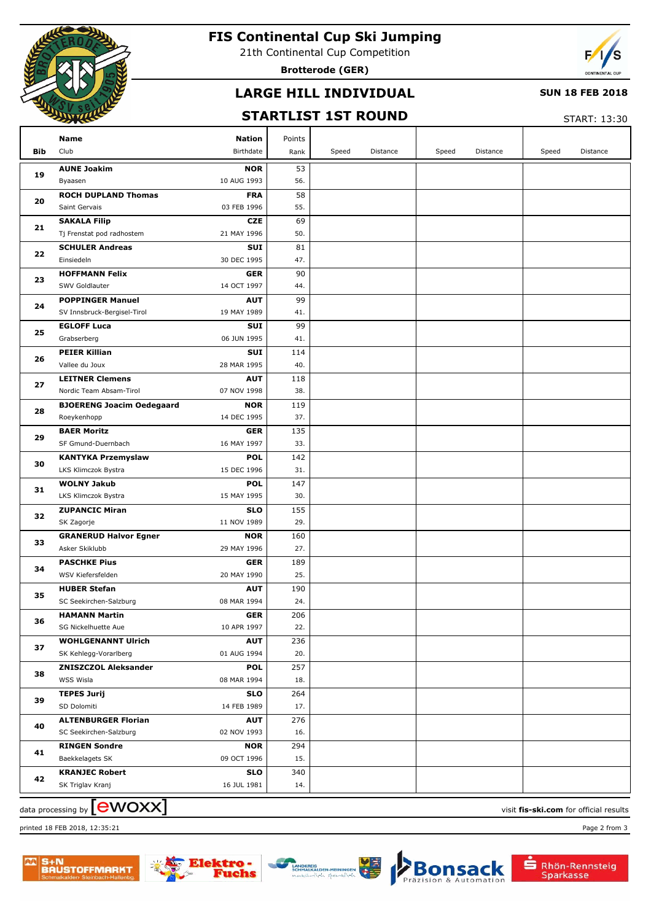# FIS Continental Cup Ski Jumping

21th Continental Cup Competition

**Brotterode (GER)**

## LARGE HILL INDIVIDUAL

**SUN 18 FEB 2018**

## STARTLIST 1ST ROUND

START: 13:30

| Bib | Name / Club | Nation / Birthdate | Points / Rank | Speed | Distance | Speed | Distance | Speed | Distance |
|---|---|---|---|---|---|---|---|---|---|
| 19 | **AUNE Joakim** Byaasen | **NOR** 10 AUG 1993 | 53 56. | | | | | | |
| 20 | **ROCH DUPLAND Thomas** Saint Gervais | **FRA** 03 FEB 1996 | 58 55. | | | | | | |
| 21 | **SAKALA Filip** Tj Frenstat pod radhostem | **CZE** 21 MAY 1996 | 69 50. | | | | | | |
| 22 | **SCHULER Andreas** Einsiedeln | **SUI** 30 DEC 1995 | 81 47. | | | | | | |
| 23 | **HOFFMANN Felix** SWV Goldlauter | **GER** 14 OCT 1997 | 90 44. | | | | | | |
| 24 | **POPPINGER Manuel** SV Innsbruck-Bergisel-Tirol | **AUT** 19 MAY 1989 | 99 41. | | | | | | |
| 25 | **EGLOFF Luca** Grabserberg | **SUI** 06 JUN 1995 | 99 41. | | | | | | |
| 26 | **PEIER Killian** Vallee du Joux | **SUI** 28 MAR 1995 | 114 40. | | | | | | |
| 27 | **LEITNER Clemens** Nordic Team Absam-Tirol | **AUT** 07 NOV 1998 | 118 38. | | | | | | |
| 28 | **BJOERENG Joacim Oedegaard** Roeykenhopp | **NOR** 14 DEC 1995 | 119 37. | | | | | | |
| 29 | **BAER Moritz** SF Gmund-Duernbach | **GER** 16 MAY 1997 | 135 33. | | | | | | |
| 30 | **KANTYKA Przemyslaw** LKS Klimczok Bystra | **POL** 15 DEC 1996 | 142 31. | | | | | | |
| 31 | **WOLNY Jakub** LKS Klimczok Bystra | **POL** 15 MAY 1995 | 147 30. | | | | | | |
| 32 | **ZUPANCIC Miran** SK Zagorje | **SLO** 11 NOV 1989 | 155 29. | | | | | | |
| 33 | **GRANERUD Halvor Egner** Asker Skiklubb | **NOR** 29 MAY 1996 | 160 27. | | | | | | |
| 34 | **PASCHKE Pius** WSV Kiefersfelden | **GER** 20 MAY 1990 | 189 25. | | | | | | |
| 35 | **HUBER Stefan** SC Seekirchen-Salzburg | **AUT** 08 MAR 1994 | 190 24. | | | | | | |
| 36 | **HAMANN Martin** SG Nickelhuette Aue | **GER** 10 APR 1997 | 206 22. | | | | | | |
| 37 | **WOHLGENANNT Ulrich** SK Kehlegg-Vorarlberg | **AUT** 01 AUG 1994 | 236 20. | | | | | | |
| 38 | **ZNISZCZOL Aleksander** WSS Wisla | **POL** 08 MAR 1994 | 257 18. | | | | | | |
| 39 | **TEPES Jurij** SD Dolomiti | **SLO** 14 FEB 1989 | 264 17. | | | | | | |
| 40 | **ALTENBURGER Florian** SC Seekirchen-Salzburg | **AUT** 02 NOV 1993 | 276 16. | | | | | | |
| 41 | **RINGEN Sondre** Baekkelagets SK | **NOR** 09 OCT 1996 | 294 15. | | | | | | |
| 42 | **KRANJEC Robert** SK Triglav Kranj | **SLO** 16 JUL 1981 | 340 14. | | | | | | |

data processing by ewoxx — visit **fis-ski.com** for official results

printed 18 FEB 2018, 12:35:21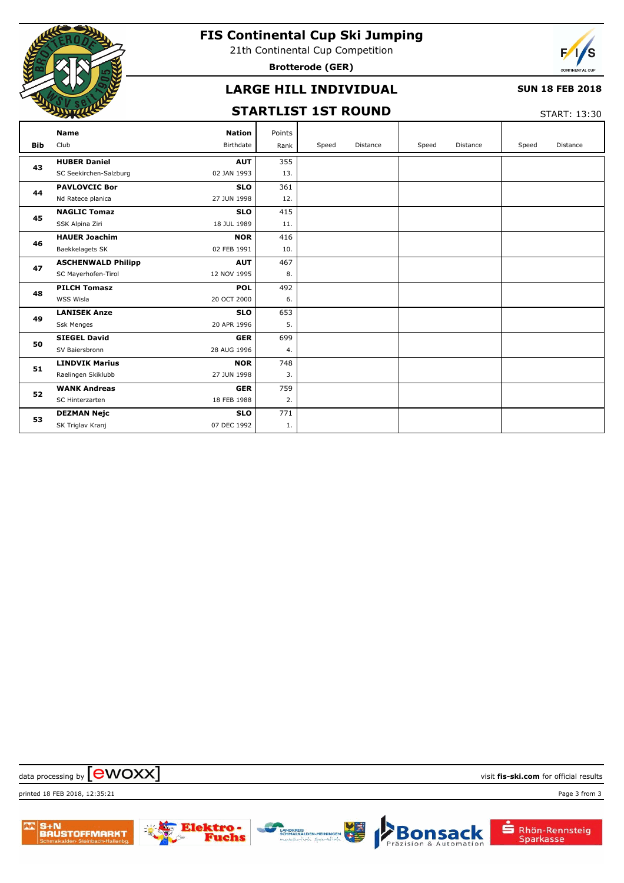# FIS Continental Cup Ski Jumping

21th Continental Cup Competition

**Brotterode (GER)**

## LARGE HILL INDIVIDUAL

**SUN 18 FEB 2018**

## STARTLIST 1ST ROUND

START: 13:30

| Bib | Name / Club | Nation / Birthdate | Points / Rank | Speed | Distance | Speed | Distance | Speed | Distance |
|---|---|---|---|---|---|---|---|---|---|
| 43 | **HUBER Daniel**<br>SC Seekirchen-Salzburg | **AUT**<br>02 JAN 1993 | 355<br>13. | | | | | | |
| 44 | **PAVLOVCIC Bor**<br>Nd Ratece planica | **SLO**<br>27 JUN 1998 | 361<br>12. | | | | | | |
| 45 | **NAGLIC Tomaz**<br>SSK Alpina Ziri | **SLO**<br>18 JUL 1989 | 415<br>11. | | | | | | |
| 46 | **HAUER Joachim**<br>Baekkelagets SK | **NOR**<br>02 FEB 1991 | 416<br>10. | | | | | | |
| 47 | **ASCHENWALD Philipp**<br>SC Mayerhofen-Tirol | **AUT**<br>12 NOV 1995 | 467<br>8. | | | | | | |
| 48 | **PILCH Tomasz**<br>WSS Wisla | **POL**<br>20 OCT 2000 | 492<br>6. | | | | | | |
| 49 | **LANISEK Anze**<br>Ssk Menges | **SLO**<br>20 APR 1996 | 653<br>5. | | | | | | |
| 50 | **SIEGEL David**<br>SV Baiersbronn | **GER**<br>28 AUG 1996 | 699<br>4. | | | | | | |
| 51 | **LINDVIK Marius**<br>Raelingen Skiklubb | **NOR**<br>27 JUN 1998 | 748<br>3. | | | | | | |
| 52 | **WANK Andreas**<br>SC Hinterzarten | **GER**<br>18 FEB 1988 | 759<br>2. | | | | | | |
| 53 | **DEZMAN Nejc**<br>SK Triglav Kranj | **SLO**<br>07 DEC 1992 | 771<br>1. | | | | | | |

data processing by [ewoxx]

visit **fis-ski.com** for official results

printed 18 FEB 2018, 12:35:21